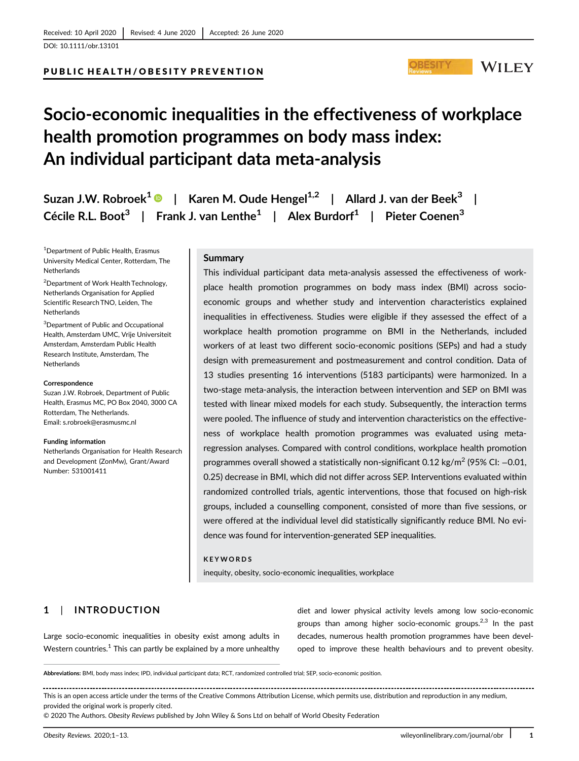Received: 10 April 2020 | Revised: 4 June 2020 | Accepted: 26 June 2020

DOI: 10.1111/obr.13101

PUBLIC HEALTH/OBESITY PREVENTION

# Socio-economic inequalities in the effectiveness of workplace health promotion programmes on body mass index: An individual participant data meta-analysis

**Suzan J.W. Robroek[1] | Karen M. Oude Hengel[1,2] | Allard J. van der Beek[3] | Cécile R.L. Boot[3] | Frank J. van Lenthe[1] | Alex Burdorf[1] | Pieter Coenen[3]**

[1]Department of Public Health, Erasmus University Medical Center, Rotterdam, The Netherlands

[2]Department of Work Health Technology, Netherlands Organisation for Applied Scientific Research TNO, Leiden, The Netherlands

[3]Department of Public and Occupational Health, Amsterdam UMC, Vrije Universiteit Amsterdam, Amsterdam Public Health Research Institute, Amsterdam, The Netherlands

**Correspondence**
Suzan J.W. Robroek, Department of Public Health, Erasmus MC, PO Box 2040, 3000 CA Rotterdam, The Netherlands.
Email: s.robroek@erasmusmc.nl

**Funding information**
Netherlands Organisation for Health Research and Development (ZonMw), Grant/Award Number: 531001411

## Summary

This individual participant data meta-analysis assessed the effectiveness of workplace health promotion programmes on body mass index (BMI) across socio-economic groups and whether study and intervention characteristics explained inequalities in effectiveness. Studies were eligible if they assessed the effect of a workplace health promotion programme on BMI in the Netherlands, included workers of at least two different socio-economic positions (SEPs) and had a study design with premeasurement and postmeasurement and control condition. Data of 13 studies presenting 16 interventions (5183 participants) were harmonized. In a two-stage meta-analysis, the interaction between intervention and SEP on BMI was tested with linear mixed models for each study. Subsequently, the interaction terms were pooled. The influence of study and intervention characteristics on the effectiveness of workplace health promotion programmes was evaluated using meta-regression analyses. Compared with control conditions, workplace health promotion programmes overall showed a statistically non-significant 0.12 kg/m$^2$ (95% CI: −0.01, 0.25) decrease in BMI, which did not differ across SEP. Interventions evaluated within randomized controlled trials, agentic interventions, those that focused on high-risk groups, included a counselling component, consisted of more than five sessions, or were offered at the individual level did statistically significantly reduce BMI. No evidence was found for intervention-generated SEP inequalities.

**KEYWORDS**

inequity, obesity, socio-economic inequalities, workplace

## 1 | INTRODUCTION

Large socio-economic inequalities in obesity exist among adults in Western countries.[1] This can partly be explained by a more unhealthy diet and lower physical activity levels among low socio-economic groups than among higher socio-economic groups.[2,3] In the past decades, numerous health promotion programmes have been developed to improve these health behaviours and to prevent obesity.

**Abbreviations:** BMI, body mass index; IPD, individual participant data; RCT, randomized controlled trial; SEP, socio-economic position.

This is an open access article under the terms of the Creative Commons Attribution License, which permits use, distribution and reproduction in any medium, provided the original work is properly cited.
© 2020 The Authors. *Obesity Reviews* published by John Wiley & Sons Ltd on behalf of World Obesity Federation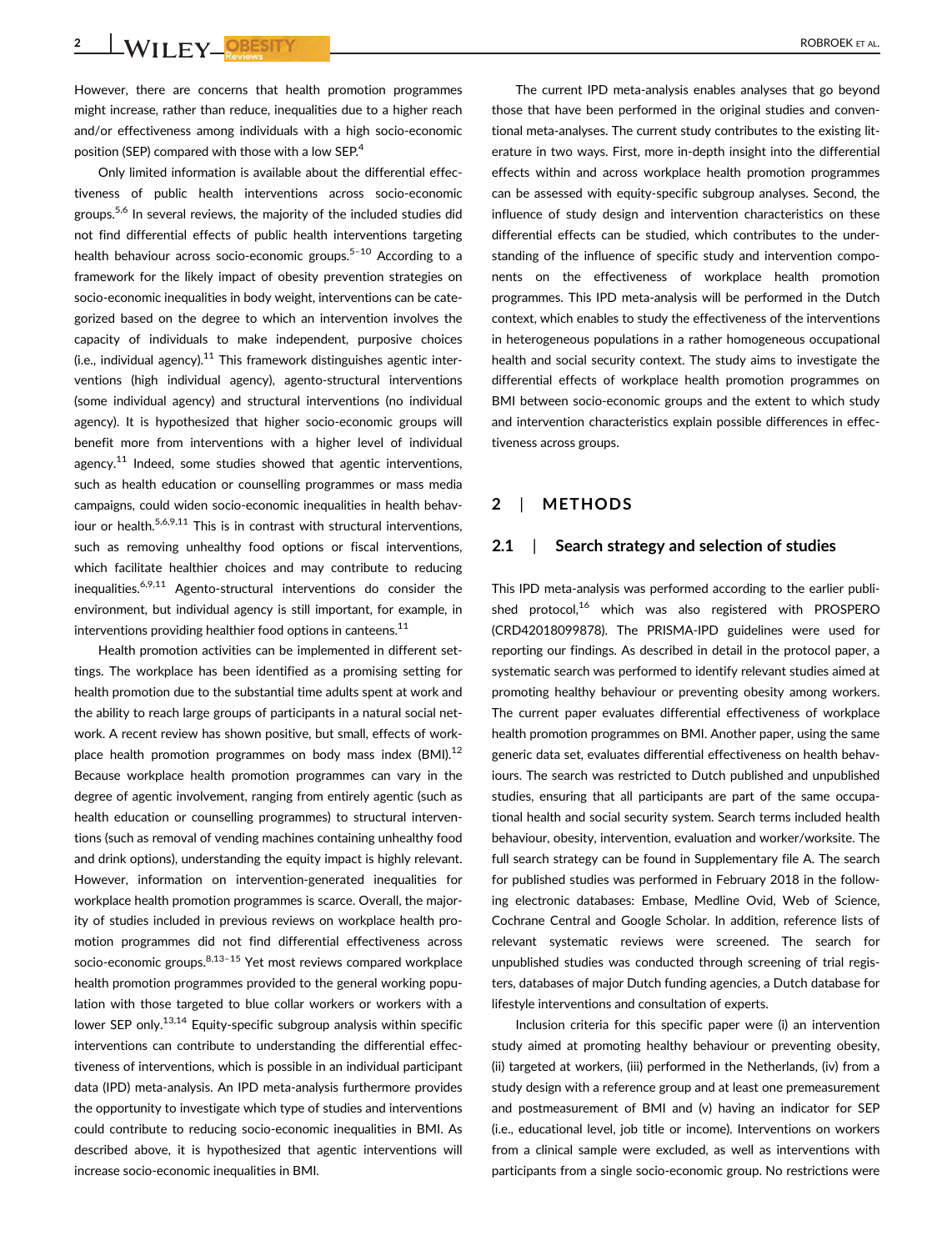However, there are concerns that health promotion programmes might increase, rather than reduce, inequalities due to a higher reach and/or effectiveness among individuals with a high socio-economic position (SEP) compared with those with a low SEP.[4]

Only limited information is available about the differential effectiveness of public health interventions across socio-economic groups.[5,6] In several reviews, the majority of the included studies did not find differential effects of public health interventions targeting health behaviour across socio-economic groups.[5–10] According to a framework for the likely impact of obesity prevention strategies on socio-economic inequalities in body weight, interventions can be categorized based on the degree to which an intervention involves the capacity of individuals to make independent, purposive choices (i.e., individual agency).[11] This framework distinguishes agentic interventions (high individual agency), agento-structural interventions (some individual agency) and structural interventions (no individual agency). It is hypothesized that higher socio-economic groups will benefit more from interventions with a higher level of individual agency.[11] Indeed, some studies showed that agentic interventions, such as health education or counselling programmes or mass media campaigns, could widen socio-economic inequalities in health behaviour or health.[5,6,9,11] This is in contrast with structural interventions, such as removing unhealthy food options or fiscal interventions, which facilitate healthier choices and may contribute to reducing inequalities.[6,9,11] Agento-structural interventions do consider the environment, but individual agency is still important, for example, in interventions providing healthier food options in canteens.[11]

Health promotion activities can be implemented in different settings. The workplace has been identified as a promising setting for health promotion due to the substantial time adults spent at work and the ability to reach large groups of participants in a natural social network. A recent review has shown positive, but small, effects of workplace health promotion programmes on body mass index (BMI).[12] Because workplace health promotion programmes can vary in the degree of agentic involvement, ranging from entirely agentic (such as health education or counselling programmes) to structural interventions (such as removal of vending machines containing unhealthy food and drink options), understanding the equity impact is highly relevant. However, information on intervention-generated inequalities for workplace health promotion programmes is scarce. Overall, the majority of studies included in previous reviews on workplace health promotion programmes did not find differential effectiveness across socio-economic groups.[8,13–15] Yet most reviews compared workplace health promotion programmes provided to the general working population with those targeted to blue collar workers or workers with a lower SEP only.[13,14] Equity-specific subgroup analysis within specific interventions can contribute to understanding the differential effectiveness of interventions, which is possible in an individual participant data (IPD) meta-analysis. An IPD meta-analysis furthermore provides the opportunity to investigate which type of studies and interventions could contribute to reducing socio-economic inequalities in BMI. As described above, it is hypothesized that agentic interventions will increase socio-economic inequalities in BMI.

The current IPD meta-analysis enables analyses that go beyond those that have been performed in the original studies and conventional meta-analyses. The current study contributes to the existing literature in two ways. First, more in-depth insight into the differential effects within and across workplace health promotion programmes can be assessed with equity-specific subgroup analyses. Second, the influence of study design and intervention characteristics on these differential effects can be studied, which contributes to the understanding of the influence of specific study and intervention components on the effectiveness of workplace health promotion programmes. This IPD meta-analysis will be performed in the Dutch context, which enables to study the effectiveness of the interventions in heterogeneous populations in a rather homogeneous occupational health and social security context. The study aims to investigate the differential effects of workplace health promotion programmes on BMI between socio-economic groups and the extent to which study and intervention characteristics explain possible differences in effectiveness across groups.

## 2 | METHODS

### 2.1 | Search strategy and selection of studies

This IPD meta-analysis was performed according to the earlier published protocol,[16] which was also registered with PROSPERO (CRD42018099878). The PRISMA-IPD guidelines were used for reporting our findings. As described in detail in the protocol paper, a systematic search was performed to identify relevant studies aimed at promoting healthy behaviour or preventing obesity among workers. The current paper evaluates differential effectiveness of workplace health promotion programmes on BMI. Another paper, using the same generic data set, evaluates differential effectiveness on health behaviours. The search was restricted to Dutch published and unpublished studies, ensuring that all participants are part of the same occupational health and social security system. Search terms included health behaviour, obesity, intervention, evaluation and worker/worksite. The full search strategy can be found in Supplementary file A. The search for published studies was performed in February 2018 in the following electronic databases: Embase, Medline Ovid, Web of Science, Cochrane Central and Google Scholar. In addition, reference lists of relevant systematic reviews were screened. The search for unpublished studies was conducted through screening of trial registers, databases of major Dutch funding agencies, a Dutch database for lifestyle interventions and consultation of experts.

Inclusion criteria for this specific paper were (i) an intervention study aimed at promoting healthy behaviour or preventing obesity, (ii) targeted at workers, (iii) performed in the Netherlands, (iv) from a study design with a reference group and at least one premeasurement and postmeasurement of BMI and (v) having an indicator for SEP (i.e., educational level, job title or income). Interventions on workers from a clinical sample were excluded, as well as interventions with participants from a single socio-economic group. No restrictions were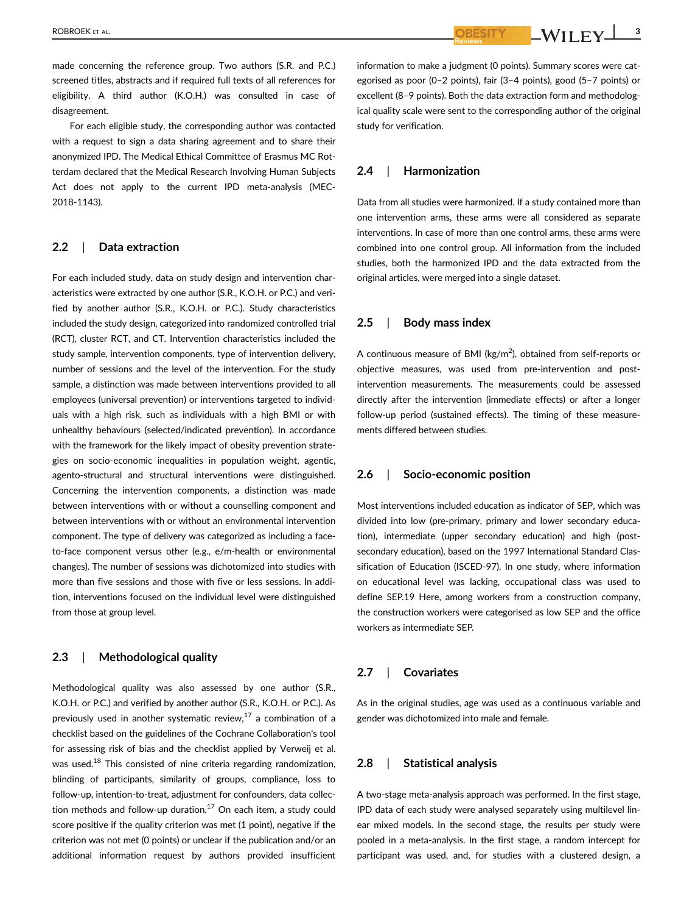made concerning the reference group. Two authors (S.R. and P.C.) screened titles, abstracts and if required full texts of all references for eligibility. A third author (K.O.H.) was consulted in case of disagreement.

For each eligible study, the corresponding author was contacted with a request to sign a data sharing agreement and to share their anonymized IPD. The Medical Ethical Committee of Erasmus MC Rotterdam declared that the Medical Research Involving Human Subjects Act does not apply to the current IPD meta-analysis (MEC-2018-1143).

## 2.2 | Data extraction

For each included study, data on study design and intervention characteristics were extracted by one author (S.R., K.O.H. or P.C.) and verified by another author (S.R., K.O.H. or P.C.). Study characteristics included the study design, categorized into randomized controlled trial (RCT), cluster RCT, and CT. Intervention characteristics included the study sample, intervention components, type of intervention delivery, number of sessions and the level of the intervention. For the study sample, a distinction was made between interventions provided to all employees (universal prevention) or interventions targeted to individuals with a high risk, such as individuals with a high BMI or with unhealthy behaviours (selected/indicated prevention). In accordance with the framework for the likely impact of obesity prevention strategies on socio-economic inequalities in population weight, agentic, agento-structural and structural interventions were distinguished. Concerning the intervention components, a distinction was made between interventions with or without a counselling component and between interventions with or without an environmental intervention component. The type of delivery was categorized as including a face-to-face component versus other (e.g., e/m-health or environmental changes). The number of sessions was dichotomized into studies with more than five sessions and those with five or less sessions. In addition, interventions focused on the individual level were distinguished from those at group level.

## 2.3 | Methodological quality

Methodological quality was also assessed by one author (S.R., K.O.H. or P.C.) and verified by another author (S.R., K.O.H. or P.C.). As previously used in another systematic review,[17] a combination of a checklist based on the guidelines of the Cochrane Collaboration's tool for assessing risk of bias and the checklist applied by Verweij et al. was used.[18] This consisted of nine criteria regarding randomization, blinding of participants, similarity of groups, compliance, loss to follow-up, intention-to-treat, adjustment for confounders, data collection methods and follow-up duration.[17] On each item, a study could score positive if the quality criterion was met (1 point), negative if the criterion was not met (0 points) or unclear if the publication and/or an additional information request by authors provided insufficient information to make a judgment (0 points). Summary scores were categorised as poor (0–2 points), fair (3–4 points), good (5–7 points) or excellent (8–9 points). Both the data extraction form and methodological quality scale were sent to the corresponding author of the original study for verification.

## 2.4 | Harmonization

Data from all studies were harmonized. If a study contained more than one intervention arms, these arms were all considered as separate interventions. In case of more than one control arms, these arms were combined into one control group. All information from the included studies, both the harmonized IPD and the data extracted from the original articles, were merged into a single dataset.

## 2.5 | Body mass index

A continuous measure of BMI (kg/m$^2$), obtained from self-reports or objective measures, was used from pre-intervention and post-intervention measurements. The measurements could be assessed directly after the intervention (immediate effects) or after a longer follow-up period (sustained effects). The timing of these measurements differed between studies.

## 2.6 | Socio-economic position

Most interventions included education as indicator of SEP, which was divided into low (pre-primary, primary and lower secondary education), intermediate (upper secondary education) and high (post-secondary education), based on the 1997 International Standard Classification of Education (ISCED-97). In one study, where information on educational level was lacking, occupational class was used to define SEP.19 Here, among workers from a construction company, the construction workers were categorised as low SEP and the office workers as intermediate SEP.

## 2.7 | Covariates

As in the original studies, age was used as a continuous variable and gender was dichotomized into male and female.

## 2.8 | Statistical analysis

A two-stage meta-analysis approach was performed. In the first stage, IPD data of each study were analysed separately using multilevel linear mixed models. In the second stage, the results per study were pooled in a meta-analysis. In the first stage, a random intercept for participant was used, and, for studies with a clustered design, a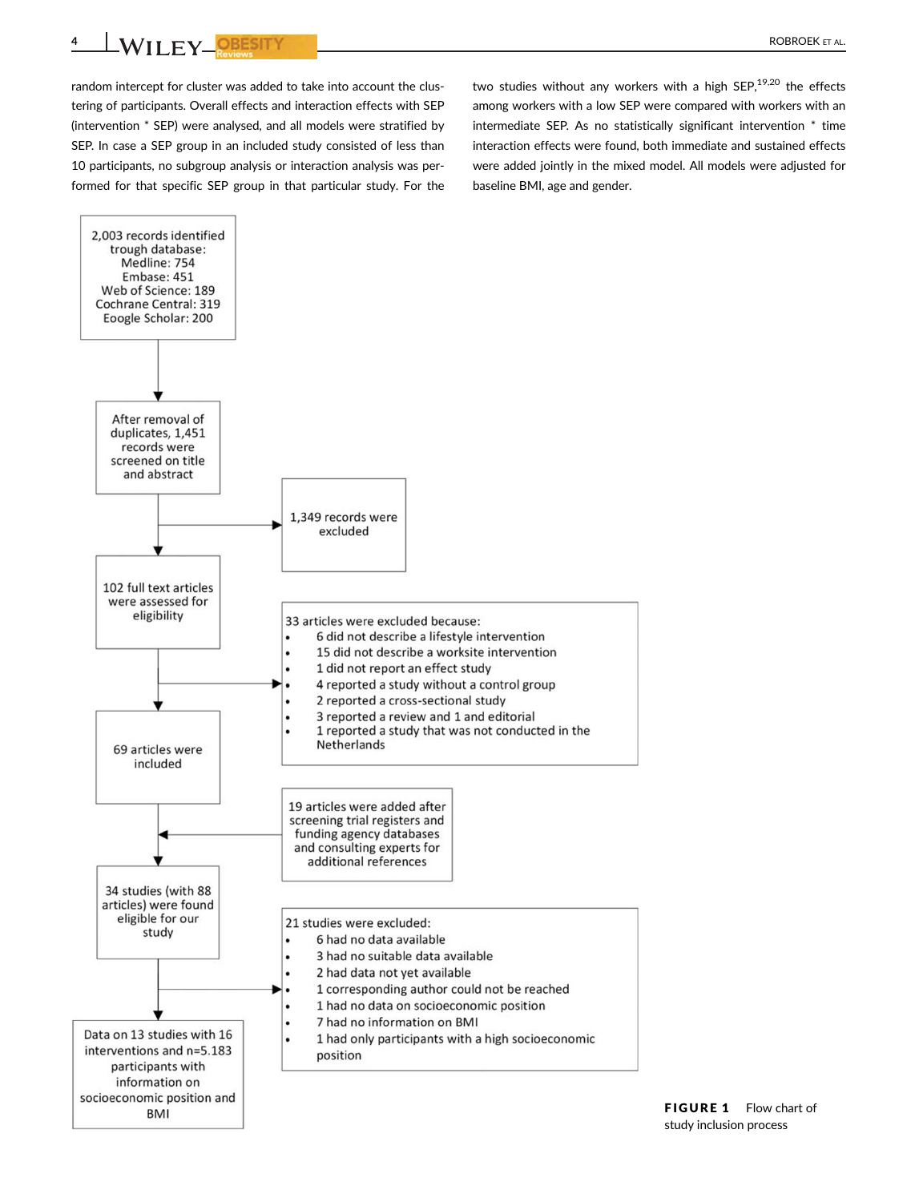random intercept for cluster was added to take into account the clustering of participants. Overall effects and interaction effects with SEP (intervention * SEP) were analysed, and all models were stratified by SEP. In case a SEP group in an included study consisted of less than 10 participants, no subgroup analysis or interaction analysis was performed for that specific SEP group in that particular study. For the two studies without any workers with a high SEP,[19,20] the effects among workers with a low SEP were compared with workers with an intermediate SEP. As no statistically significant intervention * time interaction effects were found, both immediate and sustained effects were added jointly in the mixed model. All models were adjusted for baseline BMI, age and gender.

2,003 records identified trough database:
Medline: 754
Embase: 451
Web of Science: 189
Cochrane Central: 319
Eoogle Scholar: 200

↓

After removal of duplicates, 1,451 records were screened on title and abstract

→ 1,349 records were excluded

↓

102 full text articles were assessed for eligibility

→ 33 articles were excluded because:
- 6 did not describe a lifestyle intervention
- 15 did not describe a worksite intervention
- 1 did not report an effect study
- 4 reported a study without a control group
- 2 reported a cross-sectional study
- 3 reported a review and 1 and editorial
- 1 reported a study that was not conducted in the Netherlands

↓

69 articles were included

← 19 articles were added after screening trial registers and funding agency databases and consulting experts for additional references

↓

34 studies (with 88 articles) were found eligible for our study

→ 21 studies were excluded:
- 6 had no data available
- 3 had no suitable data available
- 2 had data not yet available
- 1 corresponding author could not be reached
- 1 had no data on socioeconomic position
- 7 had no information on BMI
- 1 had only participants with a high socioeconomic position

↓

Data on 13 studies with 16 interventions and n=5.183 participants with information on socioeconomic position and BMI

**FIGURE 1** Flow chart of study inclusion process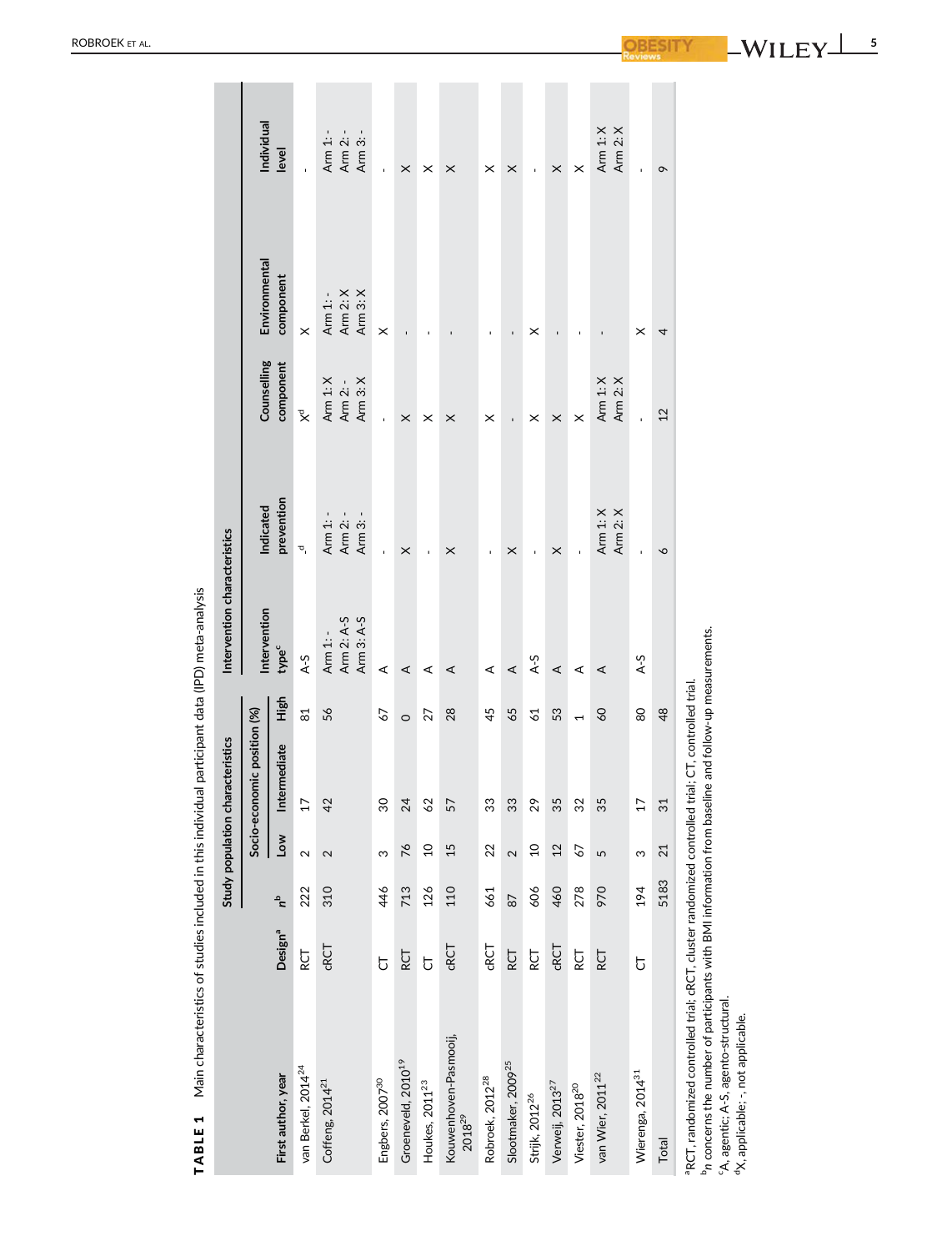**TABLE 1** Main characteristics of studies included in this individual participant data (IPD) meta-analysis

| | | Study population characteristics | | | | | Intervention characteristics | | | | |
|---|---|---|---|---|---|---|---|---|---|---|---|
| | | | Socio-economic position (%) | | | | | | | | |
| First author, year | Design[a] | n[b] | Low | Intermediate | High | Intervention type[c] | Indicated prevention | Counselling component | Environmental component | Individual level |
| van Berkel, 2014[24] | RCT | 222 | 2 | 17 | 81 | A-S | -[d] | X[d] | X | - |
| Coffeng, 2014[21] | cRCT | 310 | 2 | 42 | 56 | Arm 1: -<br>Arm 2: A-S<br>Arm 3: A-S | Arm 1: -<br>Arm 2: -<br>Arm 3: - | Arm 1: X<br>Arm 2: -<br>Arm 3: X | Arm 1: -<br>Arm 2: X<br>Arm 3: X | Arm 1: -<br>Arm 2: -<br>Arm 3: - |
| Engbers, 2007[30] | CT | 446 | 3 | 30 | 67 | A | - | - | X | - |
| Groeneveld, 2010[19] | RCT | 713 | 76 | 24 | 0 | A | X | X | - | X |
| Houkes, 2011[23] | CT | 126 | 10 | 62 | 27 | A | - | X | - | X |
| Kouwenhoven-Pasmooij, 2018[29] | cRCT | 110 | 15 | 57 | 28 | A | X | X | - | X |
| Robroek, 2012[28] | cRCT | 661 | 22 | 33 | 45 | A | - | X | - | X |
| Slootmaker, 2009[25] | RCT | 87 | 2 | 33 | 65 | A | X | - | - | X |
| Strijk, 2012[26] | RCT | 606 | 10 | 29 | 61 | A-S | - | X | X | - |
| Verweij, 2013[27] | cRCT | 460 | 12 | 35 | 53 | A | X | X | - | X |
| Viester, 2018[20] | RCT | 278 | 67 | 32 | 1 | A | - | X | - | X |
| van Wier, 2011[22] | RCT | 970 | 5 | 35 | 60 | A | Arm 1: X<br>Arm 2: X | Arm 1: X<br>Arm 2: X | - | Arm 1: X<br>Arm 2: X |
| Wierenga, 2014[31] | CT | 194 | 3 | 17 | 80 | A-S | - | - | X | - |
| Total | | 5183 | 21 | 31 | 48 | | 6 | 12 | 4 | 9 |

[a]RCT, randomized controlled trial; cRCT, cluster randomized controlled trial; CT, controlled trial.
[b]n concerns the number of participants with BMI information from baseline and follow-up measurements.
[c]A, agentic; A-S, agento-structural.
[d]X, applicable; -, not applicable.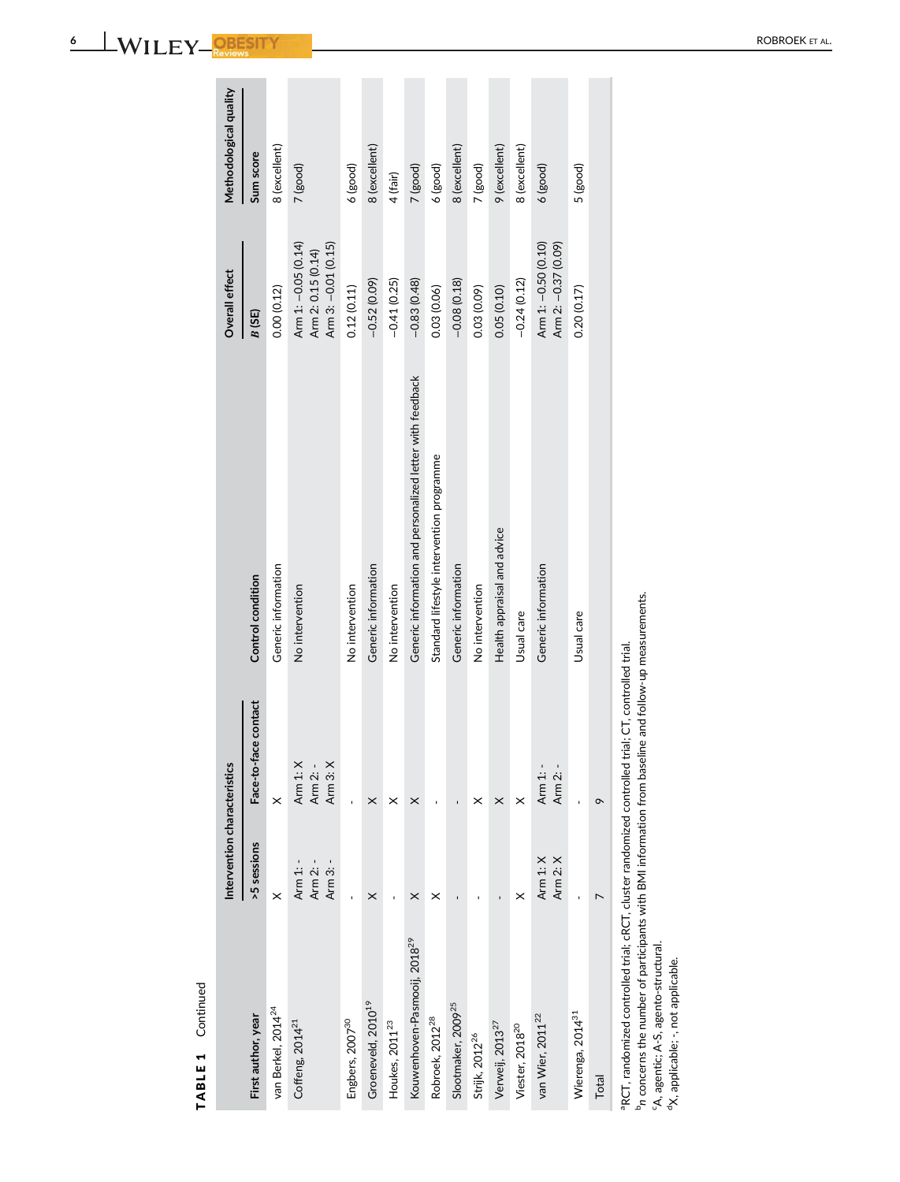**TABLE 1** Continued

| First author, year | Intervention characteristics | | Control condition | Overall effect | Methodological quality |
|---|---|---|---|---|---|
| | >5 sessions | Face-to-face contact | | *B* (SE) | Sum score |
| van Berkel, 2014[24] | X | X | Generic information | 0.00 (0.12) | 8 (excellent) |
| Coffeng, 2014[21] | Arm 1: - Arm 2: - Arm 3: - | Arm 1: X Arm 2: - Arm 3: X | No intervention | Arm 1: −0.05 (0.14) Arm 2: 0.15 (0.14) Arm 3: −0.01 (0.15) | 7 (good) |
| Engbers, 2007[30] | - | - | No intervention | 0.12 (0.11) | 6 (good) |
| Groeneveld, 2010[19] | X | X | Generic information | −0.52 (0.09) | 8 (excellent) |
| Houkes, 2011[23] | - | X | No intervention | −0.41 (0.25) | 4 (fair) |
| Kouwenhoven-Pasmooij, 2018[29] | X | X | Generic information and personalized letter with feedback | −0.83 (0.48) | 7 (good) |
| Robroek, 2012[28] | X | - | Standard lifestyle intervention programme | 0.03 (0.06) | 6 (good) |
| Slootmaker, 2009[25] | - | - | Generic information | −0.08 (0.18) | 8 (excellent) |
| Strijk, 2012[26] | - | X | No intervention | 0.03 (0.09) | 7 (good) |
| Verweij, 2013[27] | - | X | Health appraisal and advice | 0.05 (0.10) | 9 (excellent) |
| Viester, 2018[20] | X | X | Usual care | −0.24 (0.12) | 8 (excellent) |
| van Wier, 2011[22] | Arm 1: X Arm 2: X | Arm 1: - Arm 2: - | Generic information | Arm 1: −0.50 (0.10) Arm 2: −0.37 (0.09) | 6 (good) |
| Wierenga, 2014[31] | - | - | Usual care | 0.20 (0.17) | 5 (good) |
| Total | 7 | 9 | | | |

[a]RCT, randomized controlled trial; cRCT, cluster randomized controlled trial; CT, controlled trial.
[b]*n* concerns the number of participants with BMI information from baseline and follow-up measurements.
[c]A, agentic; A-S, agento-structural.
[d]X, applicable; -, not applicable.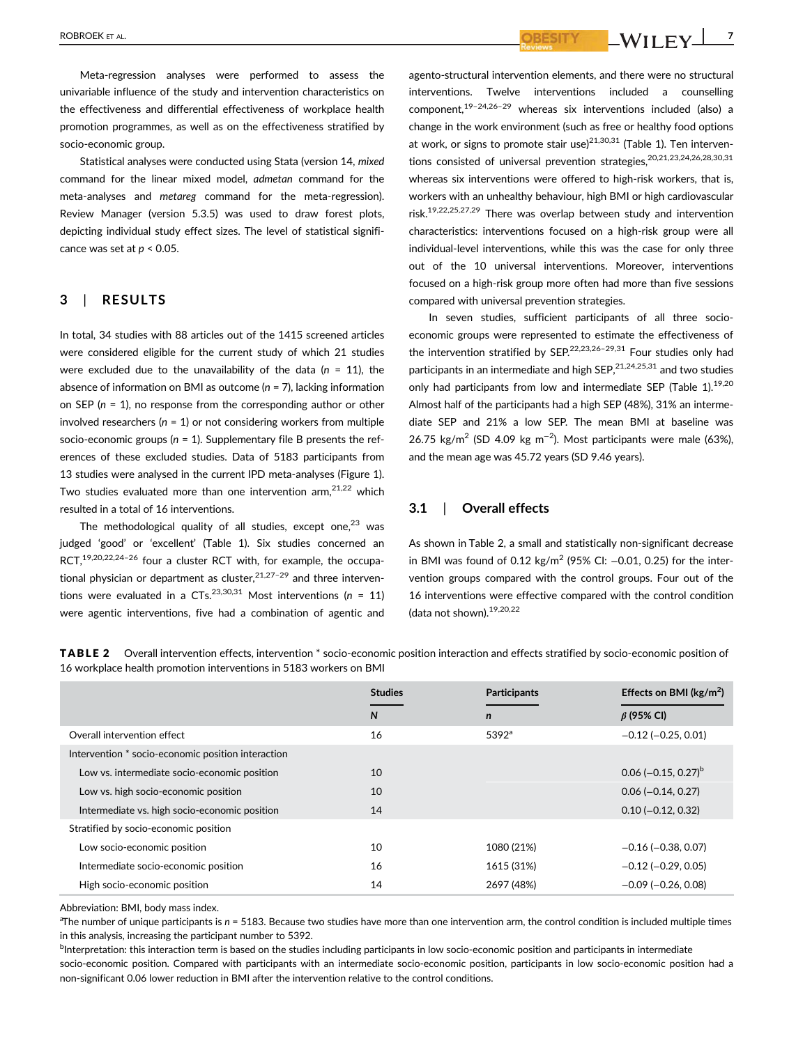Meta-regression analyses were performed to assess the univariable influence of the study and intervention characteristics on the effectiveness and differential effectiveness of workplace health promotion programmes, as well as on the effectiveness stratified by socio-economic group.

Statistical analyses were conducted using Stata (version 14, *mixed* command for the linear mixed model, *admetan* command for the meta-analyses and *metareg* command for the meta-regression). Review Manager (version 5.3.5) was used to draw forest plots, depicting individual study effect sizes. The level of statistical significance was set at $p < 0.05$.

## 3 | RESULTS

In total, 34 studies with 88 articles out of the 1415 screened articles were considered eligible for the current study of which 21 studies were excluded due to the unavailability of the data ($n$ = 11), the absence of information on BMI as outcome ($n$ = 7), lacking information on SEP ($n$ = 1), no response from the corresponding author or other involved researchers ($n$ = 1) or not considering workers from multiple socio-economic groups ($n$ = 1). Supplementary file B presents the references of these excluded studies. Data of 5183 participants from 13 studies were analysed in the current IPD meta-analyses (Figure 1). Two studies evaluated more than one intervention arm,[21,22] which resulted in a total of 16 interventions.

The methodological quality of all studies, except one,[23] was judged 'good' or 'excellent' (Table 1). Six studies concerned an RCT,[19,20,22,24–26] four a cluster RCT with, for example, the occupational physician or department as cluster,[21,27–29] and three interventions were evaluated in a CTs.[23,30,31] Most interventions ($n$ = 11) were agentic interventions, five had a combination of agentic and agento-structural intervention elements, and there were no structural interventions. Twelve interventions included a counselling component,[19–24,26–29] whereas six interventions included (also) a change in the work environment (such as free or healthy food options at work, or signs to promote stair use)[21,30,31] (Table 1). Ten interventions consisted of universal prevention strategies,[20,21,23,24,26,28,30,31] whereas six interventions were offered to high-risk workers, that is, workers with an unhealthy behaviour, high BMI or high cardiovascular risk.[19,22,25,27,29] There was overlap between study and intervention characteristics: interventions focused on a high-risk group were all individual-level interventions, while this was the case for only three out of the 10 universal interventions. Moreover, interventions focused on a high-risk group more often had more than five sessions compared with universal prevention strategies.

In seven studies, sufficient participants of all three socio-economic groups were represented to estimate the effectiveness of the intervention stratified by SEP.[22,23,26–29,31] Four studies only had participants in an intermediate and high SEP,[21,24,25,31] and two studies only had participants from low and intermediate SEP (Table 1).[19,20] Almost half of the participants had a high SEP (48%), 31% an intermediate SEP and 21% a low SEP. The mean BMI at baseline was 26.75 kg/m$^2$ (SD 4.09 kg m$^{-2}$). Most participants were male (63%), and the mean age was 45.72 years (SD 9.46 years).

### 3.1 | Overall effects

As shown in Table 2, a small and statistically non-significant decrease in BMI was found of 0.12 kg/m$^2$ (95% CI: −0.01, 0.25) for the intervention groups compared with the control groups. Four out of the 16 interventions were effective compared with the control condition (data not shown).[19,20,22]

**TABLE 2** Overall intervention effects, intervention * socio-economic position interaction and effects stratified by socio-economic position of 16 workplace health promotion interventions in 5183 workers on BMI

| | Studies | Participants | Effects on BMI (kg/m$^2$) |
|---|---|---|---|
| | *N* | *n* | *β* (95% CI) |
| Overall intervention effect | 16 | 5392[a] | −0.12 (−0.25, 0.01) |
| Intervention * socio-economic position interaction | | | |
| Low vs. intermediate socio-economic position | 10 | | 0.06 (−0.15, 0.27)[b] |
| Low vs. high socio-economic position | 10 | | 0.06 (−0.14, 0.27) |
| Intermediate vs. high socio-economic position | 14 | | 0.10 (−0.12, 0.32) |
| Stratified by socio-economic position | | | |
| Low socio-economic position | 10 | 1080 (21%) | −0.16 (−0.38, 0.07) |
| Intermediate socio-economic position | 16 | 1615 (31%) | −0.12 (−0.29, 0.05) |
| High socio-economic position | 14 | 2697 (48%) | −0.09 (−0.26, 0.08) |

Abbreviation: BMI, body mass index.

[a]The number of unique participants is $n$ = 5183. Because two studies have more than one intervention arm, the control condition is included multiple times in this analysis, increasing the participant number to 5392.

[b]Interpretation: this interaction term is based on the studies including participants in low socio-economic position and participants in intermediate socio-economic position. Compared with participants with an intermediate socio-economic position, participants in low socio-economic position had a non-significant 0.06 lower reduction in BMI after the intervention relative to the control conditions.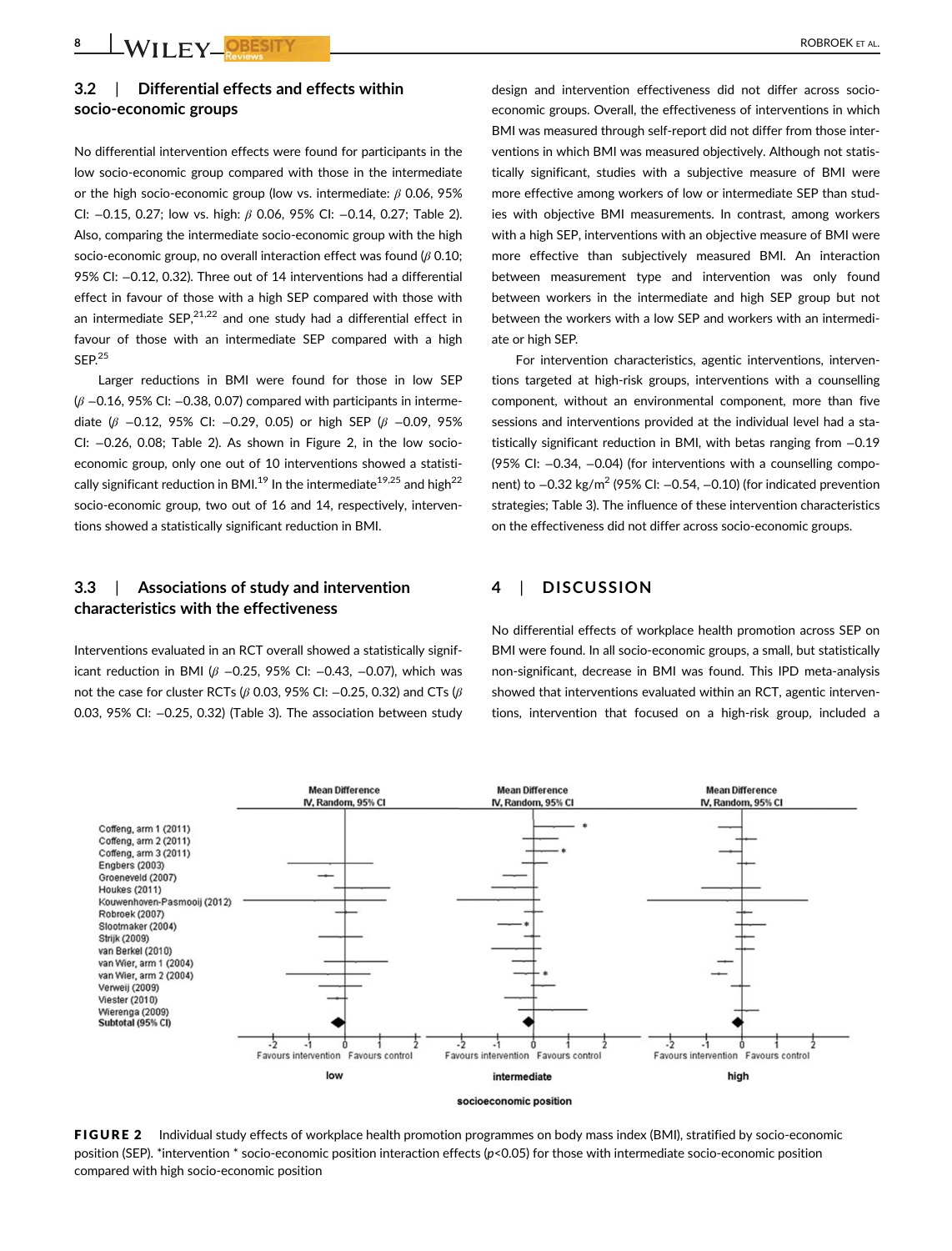### 3.2 | Differential effects and effects within socio-economic groups

No differential intervention effects were found for participants in the low socio-economic group compared with those in the intermediate or the high socio-economic group (low vs. intermediate: $\beta$ 0.06, 95% CI: −0.15, 0.27; low vs. high: $\beta$ 0.06, 95% CI: −0.14, 0.27; Table 2). Also, comparing the intermediate socio-economic group with the high socio-economic group, no overall interaction effect was found ($\beta$ 0.10; 95% CI: −0.12, 0.32). Three out of 14 interventions had a differential effect in favour of those with a high SEP compared with those with an intermediate SEP,[21,22] and one study had a differential effect in favour of those with an intermediate SEP compared with a high SEP.[25]

Larger reductions in BMI were found for those in low SEP ($\beta$ −0.16, 95% CI: −0.38, 0.07) compared with participants in intermediate ($\beta$ −0.12, 95% CI: −0.29, 0.05) or high SEP ($\beta$ −0.09, 95% CI: −0.26, 0.08; Table 2). As shown in Figure 2, in the low socio-economic group, only one out of 10 interventions showed a statistically significant reduction in BMI.[19] In the intermediate[19,25] and high[22] socio-economic group, two out of 16 and 14, respectively, interventions showed a statistically significant reduction in BMI.

### 3.3 | Associations of study and intervention characteristics with the effectiveness

Interventions evaluated in an RCT overall showed a statistically significant reduction in BMI ($\beta$ −0.25, 95% CI: −0.43, −0.07), which was not the case for cluster RCTs ($\beta$ 0.03, 95% CI: −0.25, 0.32) and CTs ($\beta$ 0.03, 95% CI: −0.25, 0.32) (Table 3). The association between study design and intervention effectiveness did not differ across socio-economic groups. Overall, the effectiveness of interventions in which BMI was measured through self-report did not differ from those interventions in which BMI was measured objectively. Although not statistically significant, studies with a subjective measure of BMI were more effective among workers of low or intermediate SEP than studies with objective BMI measurements. In contrast, among workers with a high SEP, interventions with an objective measure of BMI were more effective than subjectively measured BMI. An interaction between measurement type and intervention was only found between workers in the intermediate and high SEP group but not between the workers with a low SEP and workers with an intermediate or high SEP.

For intervention characteristics, agentic interventions, interventions targeted at high-risk groups, interventions with a counselling component, without an environmental component, more than five sessions and interventions provided at the individual level had a statistically significant reduction in BMI, with betas ranging from −0.19 (95% CI: −0.34, −0.04) (for interventions with a counselling component) to −0.32 $kg/m^2$ (95% CI: −0.54, −0.10) (for indicated prevention strategies; Table 3). The influence of these intervention characteristics on the effectiveness did not differ across socio-economic groups.

## 4 | DISCUSSION

No differential effects of workplace health promotion across SEP on BMI were found. In all socio-economic groups, a small, but statistically non-significant, decrease in BMI was found. This IPD meta-analysis showed that interventions evaluated within an RCT, agentic interventions, intervention that focused on a high-risk group, included a

**FIGURE 2** Individual study effects of workplace health promotion programmes on body mass index (BMI), stratified by socio-economic position (SEP). *intervention * socio-economic position interaction effects ($p$<0.05) for those with intermediate socio-economic position compared with high socio-economic position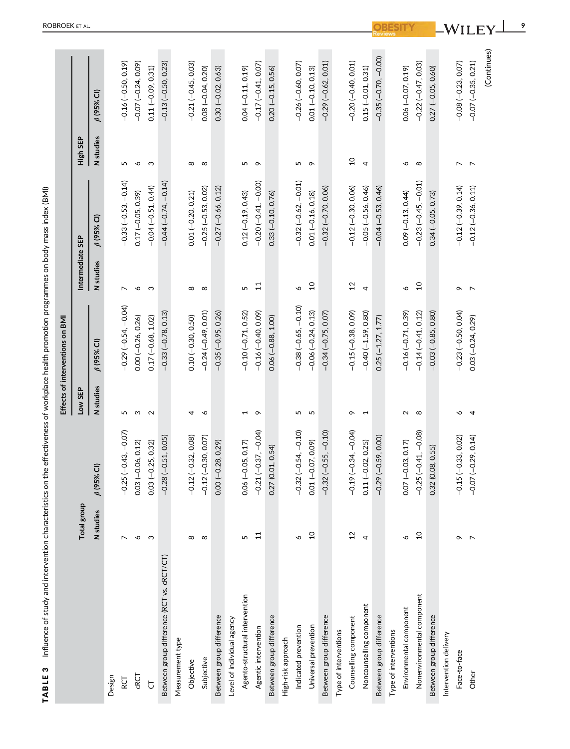**TABLE 3** Influence of study and intervention characteristics on the effectiveness of workplace health promotion programmes on body mass index (BMI)

| | Effects of interventions on BMI | | | | | | | |
|---|---|---|---|---|---|---|---|---|
| | Total group | | Low SEP | | Intermediate SEP | | High SEP | |
| | N studies | β (95% CI) | N studies | β (95% CI) | N studies | β (95% CI) | N studies | β (95% CI) |
| Design | | | | | | | | |
| RCT | 7 | −0.25 (−0.43, −0.07) | 5 | −0.29 (−0.54, −0.04) | 7 | −0.33 (−0.53, −0.14) | 5 | −0.16 (−0.50, 0.19) |
| cRCT | 6 | 0.03 (−0.06, 0.12) | 3 | 0.00 (−0.26, 0.26) | 6 | 0.17 (−0.05, 0.39) | 6 | −0.07 (−0.24, 0.09) |
| CT | 3 | 0.03 (−0.25, 0.32) | 2 | 0.17 (−0.68, 1.02) | 3 | −0.04 (−0.51, 0.44) | 3 | 0.11 (−0.09, 0.31) |
| Between group difference (RCT vs. cRCT/CT) | | −0.28 (−0.51, 0.05) | | −0.33 (−0.78, 0.13) | | −0.44 (−0.74, −0.14) | | −0.13 (−0.50, 0.23) |
| Measurement type | | | | | | | | |
| Objective | 8 | −0.12 (−0.32, 0.08) | 4 | 0.10 (−0.30, 0.50) | 8 | 0.01 (−0.20, 0.21) | 8 | −0.21 (−0.45, 0.03) |
| Subjective | 8 | −0.12 (−0.30, 0.07) | 6 | −0.24 (−0.49, 0.01) | 8 | −0.25 (−0.53, 0.02) | 8 | 0.08 (−0.04, 0.20) |
| Between group difference | | 0.00 (−0.28, 0.29) | | −0.35 (−0.95, 0.26) | | −0.27 (−0.66, 0.12) | | 0.30 (−0.02, 0.63) |
| Level of individual agency | | | | | | | | |
| Agento-structural intervention | 5 | 0.06 (−0.05, 0.17) | 1 | −0.10 (−0.71, 0.52) | 5 | 0.12 (−0.19, 0.43) | 5 | 0.04 (−0.11, 0.19) |
| Agentic intervention | 11 | −0.21 (−0.37, −0.04) | 9 | −0.16 (−0.40, 0.09) | 11 | −0.20 (−0.41, −0.00) | 9 | −0.17 (−0.41, 0.07) |
| Between group difference | | 0.27 (0.01, 0.54) | | 0.06 (−0.88, 1.00) | | 0.33 (−0.10, 0.76) | | 0.20 (−0.15, 0.56) |
| High-risk approach | | | | | | | | |
| Indicated prevention | 6 | −0.32 (−0.54, −0.10) | 5 | −0.38 (−0.65, −0.10) | 6 | −0.32 (−0.62, −0.01) | 5 | −0.26 (−0.60, 0.07) |
| Universal prevention | 10 | 0.01 (−0.07, 0.09) | 5 | −0.06 (−0.24, 0.13) | 10 | 0.01 (−0.16, 0.18) | 9 | 0.01 (−0.10, 0.13) |
| Between group difference | | −0.32 (−0.55, −0.10) | | −0.34 (−0.75, 0.07) | | −0.32 (−0.70, 0.06) | | −0.29 (−0.62, 0.01) |
| Type of interventions | | | | | | | | |
| Counselling component | 12 | −0.19 (−0.34, −0.04) | 9 | −0.15 (−0.38, 0.09) | 12 | −0.12 (−0.30, 0.06) | 10 | −0.20 (−0.40, 0.01) |
| Noncounselling component | 4 | 0.11 (−0.02, 0.25) | 1 | −0.40 (−1.59, 0.80) | 4 | −0.05 (−0.56, 0.46) | 4 | 0.15 (−0.01, 0.31) |
| Between group difference | | −0.29 (−0.59, 0.00) | | 0.25 (−1.27, 1.77) | | −0.04 (−0.53, 0.46) | | −0.35 (−0.70, −0.00) |
| Type of interventions | | | | | | | | |
| Environmental component | 6 | 0.07 (−0.03, 0.17) | 2 | −0.16 (−0.71, 0.39) | 6 | 0.09 (−0.13, 0.44) | 6 | 0.06 (−0.07, 0.19) |
| Nonenvironmental component | 10 | −0.25 (−0.41, −0.08) | 8 | −0.14 (−0.41, 0.12) | 10 | −0.23 (−0.45, −0.01) | 8 | −0.22 (−0.47, 0.03) |
| Between group difference | | 0.32 (0.08, 0.55) | | −0.03 (−0.85, 0.80) | | 0.34 (−0.05, 0.73) | | 0.27 (−0.05, 0.60) |
| Intervention delivery | | | | | | | | |
| Face-to-face | 9 | −0.15 (−0.33, 0.02) | 6 | −0.23 (−0.50, 0.04) | 9 | −0.12 (−0.39, 0.14) | 7 | −0.08 (−0.23, 0.07) |
| Other | 7 | −0.07 (−0.29, 0.14) | 4 | 0.03 (−0.24, 0.29) | 7 | −0.12 (−0.36, 0.11) | 7 | −0.07 (−0.35, 0.21) |

(Continues)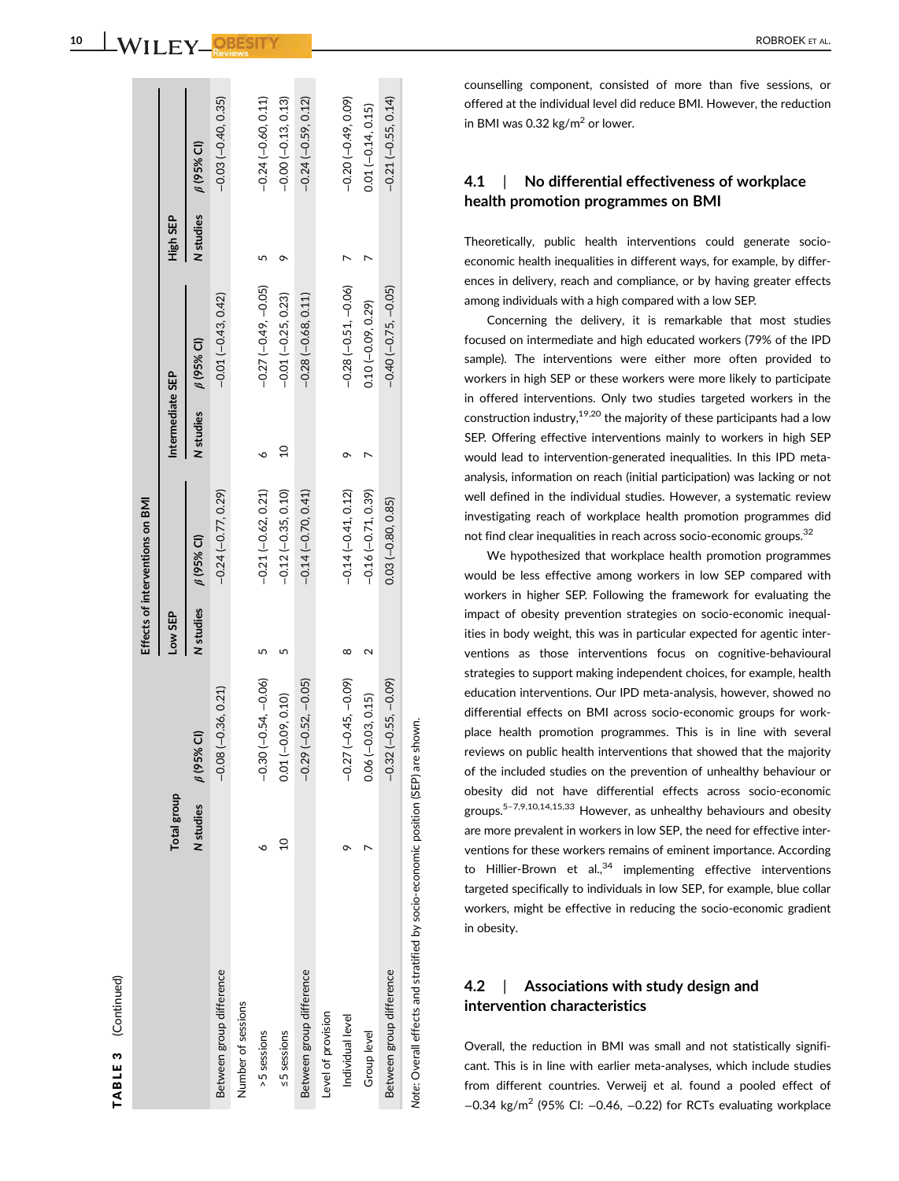**TABLE 3** (Continued)

| | Effects of interventions on BMI | | | | | | | |
|---|---|---|---|---|---|---|---|---|
| | Total group | | Low SEP | | Intermediate SEP | | High SEP | |
| | N studies | β (95% CI) | N studies | β (95% CI) | N studies | β (95% CI) | N studies | β (95% CI) |
| Between group difference | | −0.08 (−0.36, 0.21) | | −0.24 (−0.77, 0.29) | | −0.01 (−0.43, 0.42) | | −0.03 (−0.40, 0.35) |
| Number of sessions | | | | | | | | |
| >5 sessions | 6 | −0.30 (−0.54, −0.06) | 5 | −0.21 (−0.62, 0.21) | 6 | −0.27 (−0.49, −0.05) | 5 | −0.24 (−0.60, 0.11) |
| ≤5 sessions | 10 | 0.01 (−0.09, 0.10) | 5 | −0.12 (−0.35, 0.10) | 10 | −0.01 (−0.25, 0.23) | 9 | −0.00 (−0.13, 0.13) |
| Between group difference | | −0.29 (−0.52, −0.05) | | −0.14 (−0.70, 0.41) | | −0.28 (−0.68, 0.11) | | −0.24 (−0.59, 0.12) |
| Level of provision | | | | | | | | |
| Individual level | 9 | −0.27 (−0.45, −0.09) | 8 | −0.14 (−0.41, 0.12) | 9 | −0.28 (−0.51, −0.06) | 7 | −0.20 (−0.49, 0.09) |
| Group level | 7 | 0.06 (−0.03, 0.15) | 2 | −0.16 (−0.71, 0.39) | 7 | 0.10 (−0.09, 0.29) | 7 | 0.01 (−0.14, 0.15) |
| Between group difference | | −0.32 (−0.55, −0.09) | | 0.03 (−0.80, 0.85) | | −0.40 (−0.75, −0.05) | | −0.21 (−0.55, 0.14) |

*Note*: Overall effects and stratified by socio-economic position (SEP) are shown.

counselling component, consisted of more than five sessions, or offered at the individual level did reduce BMI. However, the reduction in BMI was 0.32 kg/m$^2$ or lower.

### 4.1 | No differential effectiveness of workplace health promotion programmes on BMI

Theoretically, public health interventions could generate socio-economic health inequalities in different ways, for example, by differences in delivery, reach and compliance, or by having greater effects among individuals with a high compared with a low SEP.

Concerning the delivery, it is remarkable that most studies focused on intermediate and high educated workers (79% of the IPD sample). The interventions were either more often provided to workers in high SEP or these workers were more likely to participate in offered interventions. Only two studies targeted workers in the construction industry,[19,20] the majority of these participants had a low SEP. Offering effective interventions mainly to workers in high SEP would lead to intervention-generated inequalities. In this IPD meta-analysis, information on reach (initial participation) was lacking or not well defined in the individual studies. However, a systematic review investigating reach of workplace health promotion programmes did not find clear inequalities in reach across socio-economic groups.[32]

We hypothesized that workplace health promotion programmes would be less effective among workers in low SEP compared with workers in higher SEP. Following the framework for evaluating the impact of obesity prevention strategies on socio-economic inequalities in body weight, this was in particular expected for agentic interventions as those interventions focus on cognitive-behavioural strategies to support making independent choices, for example, health education interventions. Our IPD meta-analysis, however, showed no differential effects on BMI across socio-economic groups for workplace health promotion programmes. This is in line with several reviews on public health interventions that showed that the majority of the included studies on the prevention of unhealthy behaviour or obesity did not have differential effects across socio-economic groups.[5–7,9,10,14,15,33] However, as unhealthy behaviours and obesity are more prevalent in workers in low SEP, the need for effective interventions for these workers remains of eminent importance. According to Hillier-Brown et al.,[34] implementing effective interventions targeted specifically to individuals in low SEP, for example, blue collar workers, might be effective in reducing the socio-economic gradient in obesity.

### 4.2 | Associations with study design and intervention characteristics

Overall, the reduction in BMI was small and not statistically significant. This is in line with earlier meta-analyses, which include studies from different countries. Verweij et al. found a pooled effect of −0.34 kg/m$^2$ (95% CI: −0.46, −0.22) for RCTs evaluating workplace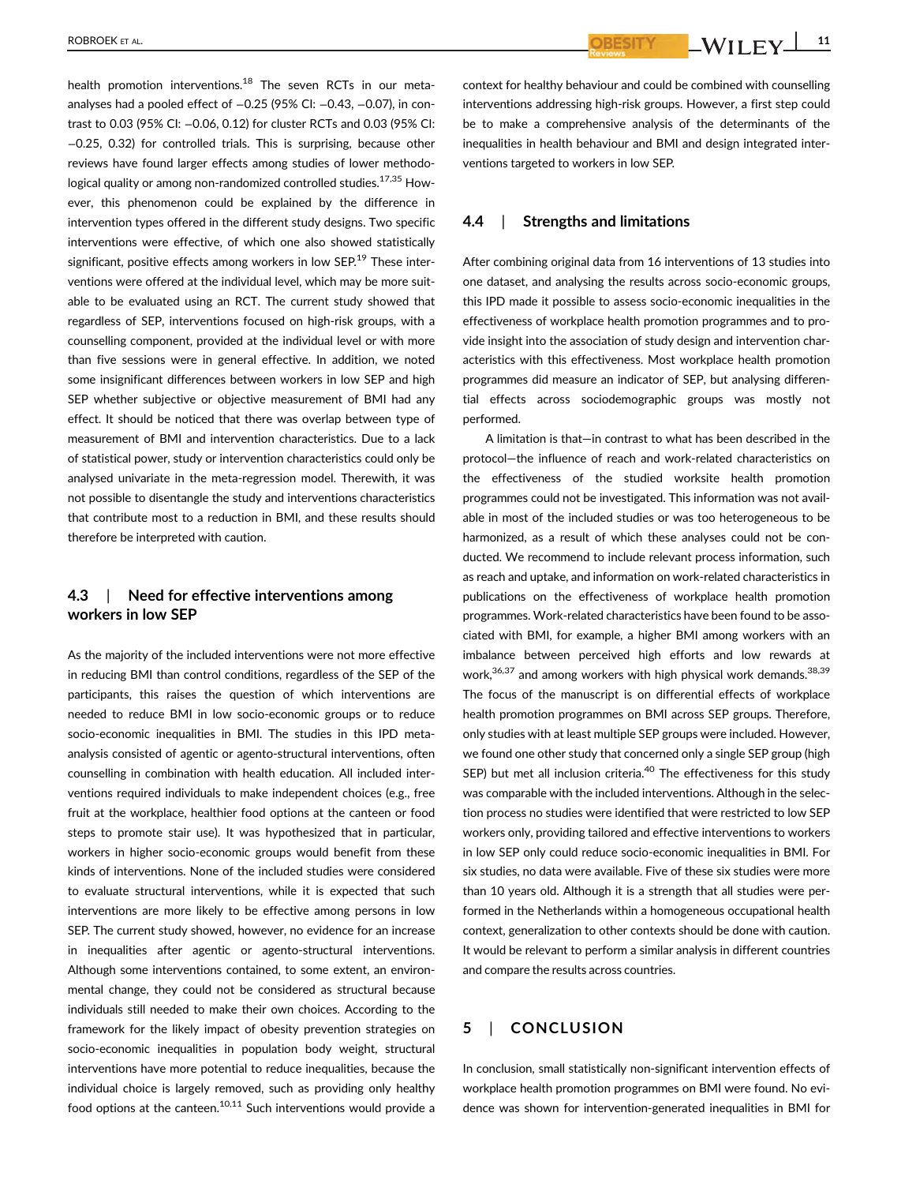health promotion interventions.[18] The seven RCTs in our meta-analyses had a pooled effect of −0.25 (95% CI: −0.43, −0.07), in contrast to 0.03 (95% CI: −0.06, 0.12) for cluster RCTs and 0.03 (95% CI: −0.25, 0.32) for controlled trials. This is surprising, because other reviews have found larger effects among studies of lower methodological quality or among non-randomized controlled studies.[17,35] However, this phenomenon could be explained by the difference in intervention types offered in the different study designs. Two specific interventions were effective, of which one also showed statistically significant, positive effects among workers in low SEP.[19] These interventions were offered at the individual level, which may be more suitable to be evaluated using an RCT. The current study showed that regardless of SEP, interventions focused on high-risk groups, with a counselling component, provided at the individual level or with more than five sessions were in general effective. In addition, we noted some insignificant differences between workers in low SEP and high SEP whether subjective or objective measurement of BMI had any effect. It should be noticed that there was overlap between type of measurement of BMI and intervention characteristics. Due to a lack of statistical power, study or intervention characteristics could only be analysed univariate in the meta-regression model. Therewith, it was not possible to disentangle the study and interventions characteristics that contribute most to a reduction in BMI, and these results should therefore be interpreted with caution.

### 4.3 | Need for effective interventions among workers in low SEP

As the majority of the included interventions were not more effective in reducing BMI than control conditions, regardless of the SEP of the participants, this raises the question of which interventions are needed to reduce BMI in low socio-economic groups or to reduce socio-economic inequalities in BMI. The studies in this IPD meta-analysis consisted of agentic or agento-structural interventions, often counselling in combination with health education. All included interventions required individuals to make independent choices (e.g., free fruit at the workplace, healthier food options at the canteen or food steps to promote stair use). It was hypothesized that in particular, workers in higher socio-economic groups would benefit from these kinds of interventions. None of the included studies were considered to evaluate structural interventions, while it is expected that such interventions are more likely to be effective among persons in low SEP. The current study showed, however, no evidence for an increase in inequalities after agentic or agento-structural interventions. Although some interventions contained, to some extent, an environmental change, they could not be considered as structural because individuals still needed to make their own choices. According to the framework for the likely impact of obesity prevention strategies on socio-economic inequalities in population body weight, structural interventions have more potential to reduce inequalities, because the individual choice is largely removed, such as providing only healthy food options at the canteen.[10,11] Such interventions would provide a context for healthy behaviour and could be combined with counselling interventions addressing high-risk groups. However, a first step could be to make a comprehensive analysis of the determinants of the inequalities in health behaviour and BMI and design integrated interventions targeted to workers in low SEP.

### 4.4 | Strengths and limitations

After combining original data from 16 interventions of 13 studies into one dataset, and analysing the results across socio-economic groups, this IPD made it possible to assess socio-economic inequalities in the effectiveness of workplace health promotion programmes and to provide insight into the association of study design and intervention characteristics with this effectiveness. Most workplace health promotion programmes did measure an indicator of SEP, but analysing differential effects across sociodemographic groups was mostly not performed.

A limitation is that—in contrast to what has been described in the protocol—the influence of reach and work-related characteristics on the effectiveness of the studied worksite health promotion programmes could not be investigated. This information was not available in most of the included studies or was too heterogeneous to be harmonized, as a result of which these analyses could not be conducted. We recommend to include relevant process information, such as reach and uptake, and information on work-related characteristics in publications on the effectiveness of workplace health promotion programmes. Work-related characteristics have been found to be associated with BMI, for example, a higher BMI among workers with an imbalance between perceived high efforts and low rewards at work,[36,37] and among workers with high physical work demands.[38,39] The focus of the manuscript is on differential effects of workplace health promotion programmes on BMI across SEP groups. Therefore, only studies with at least multiple SEP groups were included. However, we found one other study that concerned only a single SEP group (high SEP) but met all inclusion criteria.[40] The effectiveness for this study was comparable with the included interventions. Although in the selection process no studies were identified that were restricted to low SEP workers only, providing tailored and effective interventions to workers in low SEP only could reduce socio-economic inequalities in BMI. For six studies, no data were available. Five of these six studies were more than 10 years old. Although it is a strength that all studies were performed in the Netherlands within a homogeneous occupational health context, generalization to other contexts should be done with caution. It would be relevant to perform a similar analysis in different countries and compare the results across countries.

## 5 | CONCLUSION

In conclusion, small statistically non-significant intervention effects of workplace health promotion programmes on BMI were found. No evidence was shown for intervention-generated inequalities in BMI for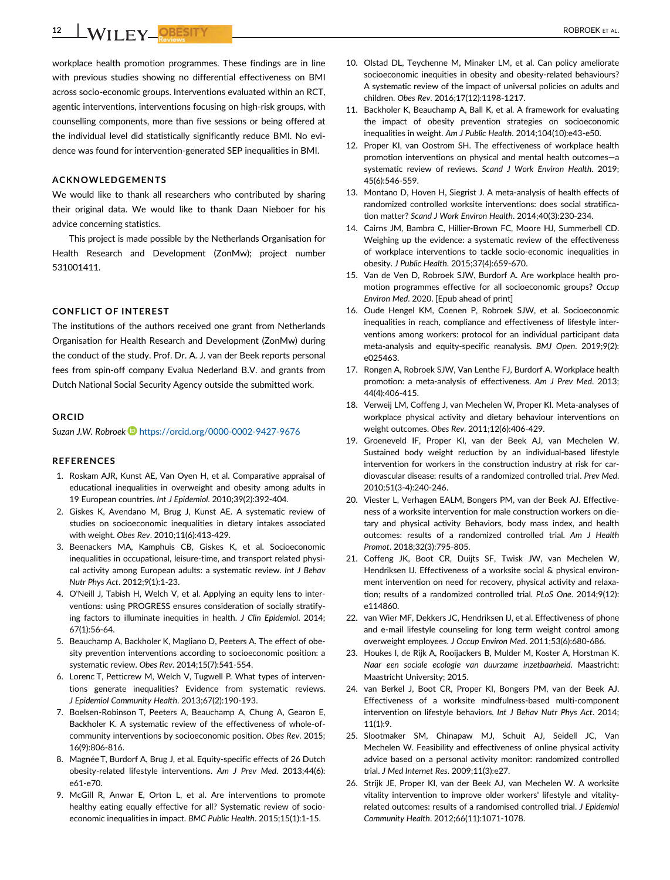workplace health promotion programmes. These findings are in line with previous studies showing no differential effectiveness on BMI across socio-economic groups. Interventions evaluated within an RCT, agentic interventions, interventions focusing on high-risk groups, with counselling components, more than five sessions or being offered at the individual level did statistically significantly reduce BMI. No evidence was found for intervention-generated SEP inequalities in BMI.

## ACKNOWLEDGEMENTS

We would like to thank all researchers who contributed by sharing their original data. We would like to thank Daan Nieboer for his advice concerning statistics.

This project is made possible by the Netherlands Organisation for Health Research and Development (ZonMw); project number 531001411.

## CONFLICT OF INTEREST

The institutions of the authors received one grant from Netherlands Organisation for Health Research and Development (ZonMw) during the conduct of the study. Prof. Dr. A. J. van der Beek reports personal fees from spin-off company Evalua Nederland B.V. and grants from Dutch National Social Security Agency outside the submitted work.

## ORCID

*Suzan J.W. Robroek* https://orcid.org/0000-0002-9427-9676

## REFERENCES

1. Roskam AJR, Kunst AE, Van Oyen H, et al. Comparative appraisal of educational inequalities in overweight and obesity among adults in 19 European countries. *Int J Epidemiol*. 2010;39(2):392-404.
2. Giskes K, Avendano M, Brug J, Kunst AE. A systematic review of studies on socioeconomic inequalities in dietary intakes associated with weight. *Obes Rev*. 2010;11(6):413-429.
3. Beenackers MA, Kamphuis CB, Giskes K, et al. Socioeconomic inequalities in occupational, leisure-time, and transport related physical activity among European adults: a systematic review. *Int J Behav Nutr Phys Act*. 2012;9(1):1-23.
4. O'Neill J, Tabish H, Welch V, et al. Applying an equity lens to interventions: using PROGRESS ensures consideration of socially stratifying factors to illuminate inequities in health. *J Clin Epidemiol*. 2014;67(1):56-64.
5. Beauchamp A, Backholer K, Magliano D, Peeters A. The effect of obesity prevention interventions according to socioeconomic position: a systematic review. *Obes Rev*. 2014;15(7):541-554.
6. Lorenc T, Petticrew M, Welch V, Tugwell P. What types of interventions generate inequalities? Evidence from systematic reviews. *J Epidemiol Community Health*. 2013;67(2):190-193.
7. Boelsen-Robinson T, Peeters A, Beauchamp A, Chung A, Gearon E, Backholer K. A systematic review of the effectiveness of whole-of-community interventions by socioeconomic position. *Obes Rev*. 2015;16(9):806-816.
8. Magnée T, Burdorf A, Brug J, et al. Equity-specific effects of 26 Dutch obesity-related lifestyle interventions. *Am J Prev Med*. 2013;44(6):e61-e70.
9. McGill R, Anwar E, Orton L, et al. Are interventions to promote healthy eating equally effective for all? Systematic review of socioeconomic inequalities in impact. *BMC Public Health*. 2015;15(1):1-15.
10. Olstad DL, Teychenne M, Minaker LM, et al. Can policy ameliorate socioeconomic inequities in obesity and obesity-related behaviours? A systematic review of the impact of universal policies on adults and children. *Obes Rev*. 2016;17(12):1198-1217.
11. Backholer K, Beauchamp A, Ball K, et al. A framework for evaluating the impact of obesity prevention strategies on socioeconomic inequalities in weight. *Am J Public Health*. 2014;104(10):e43-e50.
12. Proper KI, van Oostrom SH. The effectiveness of workplace health promotion interventions on physical and mental health outcomes—a systematic review of reviews. *Scand J Work Environ Health*. 2019;45(6):546-559.
13. Montano D, Hoven H, Siegrist J. A meta-analysis of health effects of randomized controlled worksite interventions: does social stratification matter? *Scand J Work Environ Health*. 2014;40(3):230-234.
14. Cairns JM, Bambra C, Hillier-Brown FC, Moore HJ, Summerbell CD. Weighing up the evidence: a systematic review of the effectiveness of workplace interventions to tackle socio-economic inequalities in obesity. *J Public Health*. 2015;37(4):659-670.
15. Van de Ven D, Robroek SJW, Burdorf A. Are workplace health promotion programmes effective for all socioeconomic groups? *Occup Environ Med*. 2020. [Epub ahead of print]
16. Oude Hengel KM, Coenen P, Robroek SJW, et al. Socioeconomic inequalities in reach, compliance and effectiveness of lifestyle interventions among workers: protocol for an individual participant data meta-analysis and equity-specific reanalysis. *BMJ Open*. 2019;9(2):e025463.
17. Rongen A, Robroek SJW, Van Lenthe FJ, Burdorf A. Workplace health promotion: a meta-analysis of effectiveness. *Am J Prev Med*. 2013;44(4):406-415.
18. Verweij LM, Coffeng J, van Mechelen W, Proper KI. Meta-analyses of workplace physical activity and dietary behaviour interventions on weight outcomes. *Obes Rev*. 2011;12(6):406-429.
19. Groeneveld IF, Proper KI, van der Beek AJ, van Mechelen W. Sustained body weight reduction by an individual-based lifestyle intervention for workers in the construction industry at risk for cardiovascular disease: results of a randomized controlled trial. *Prev Med*. 2010;51(3-4):240-246.
20. Viester L, Verhagen EALM, Bongers PM, van der Beek AJ. Effectiveness of a worksite intervention for male construction workers on dietary and physical activity Behaviors, body mass index, and health outcomes: results of a randomized controlled trial. *Am J Health Promot*. 2018;32(3):795-805.
21. Coffeng JK, Boot CR, Duijts SF, Twisk JW, van Mechelen W, Hendriksen IJ. Effectiveness of a worksite social & physical environment intervention on need for recovery, physical activity and relaxation; results of a randomized controlled trial. *PLoS One*. 2014;9(12):e114860.
22. van Wier MF, Dekkers JC, Hendriksen IJ, et al. Effectiveness of phone and e-mail lifestyle counseling for long term weight control among overweight employees. *J Occup Environ Med*. 2011;53(6):680-686.
23. Houkes I, de Rijk A, Rooijackers B, Mulder M, Koster A, Horstman K. *Naar een sociale ecologie van duurzame inzetbaarheid*. Maastricht: Maastricht University; 2015.
24. van Berkel J, Boot CR, Proper KI, Bongers PM, van der Beek AJ. Effectiveness of a worksite mindfulness-based multi-component intervention on lifestyle behaviors. *Int J Behav Nutr Phys Act*. 2014;11(1):9.
25. Slootmaker SM, Chinapaw MJ, Schuit AJ, Seidell JC, Van Mechelen W. Feasibility and effectiveness of online physical activity advice based on a personal activity monitor: randomized controlled trial. *J Med Internet Res*. 2009;11(3):e27.
26. Strijk JE, Proper KI, van der Beek AJ, van Mechelen W. A worksite vitality intervention to improve older workers' lifestyle and vitality-related outcomes: results of a randomised controlled trial. *J Epidemiol Community Health*. 2012;66(11):1071-1078.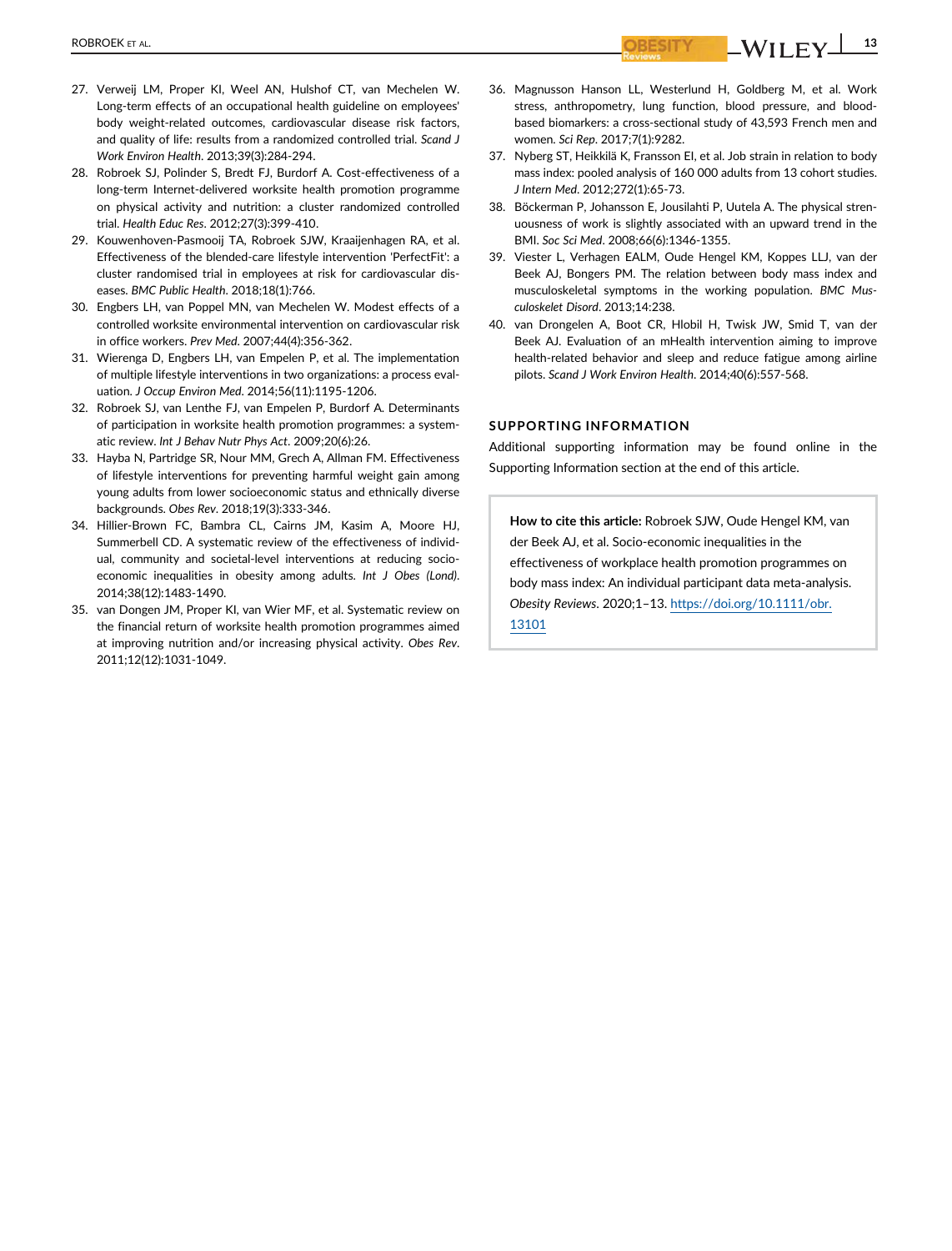27. Verweij LM, Proper KI, Weel AN, Hulshof CT, van Mechelen W. Long-term effects of an occupational health guideline on employees' body weight-related outcomes, cardiovascular disease risk factors, and quality of life: results from a randomized controlled trial. *Scand J Work Environ Health*. 2013;39(3):284-294.
28. Robroek SJ, Polinder S, Bredt FJ, Burdorf A. Cost-effectiveness of a long-term Internet-delivered worksite health promotion programme on physical activity and nutrition: a cluster randomized controlled trial. *Health Educ Res*. 2012;27(3):399-410.
29. Kouwenhoven-Pasmooij TA, Robroek SJW, Kraaijenhagen RA, et al. Effectiveness of the blended-care lifestyle intervention 'PerfectFit': a cluster randomised trial in employees at risk for cardiovascular diseases. *BMC Public Health*. 2018;18(1):766.
30. Engbers LH, van Poppel MN, van Mechelen W. Modest effects of a controlled worksite environmental intervention on cardiovascular risk in office workers. *Prev Med*. 2007;44(4):356-362.
31. Wierenga D, Engbers LH, van Empelen P, et al. The implementation of multiple lifestyle interventions in two organizations: a process evaluation. *J Occup Environ Med*. 2014;56(11):1195-1206.
32. Robroek SJ, van Lenthe FJ, van Empelen P, Burdorf A. Determinants of participation in worksite health promotion programmes: a systematic review. *Int J Behav Nutr Phys Act*. 2009;20(6):26.
33. Hayba N, Partridge SR, Nour MM, Grech A, Allman FM. Effectiveness of lifestyle interventions for preventing harmful weight gain among young adults from lower socioeconomic status and ethnically diverse backgrounds. *Obes Rev*. 2018;19(3):333-346.
34. Hillier-Brown FC, Bambra CL, Cairns JM, Kasim A, Moore HJ, Summerbell CD. A systematic review of the effectiveness of individual, community and societal-level interventions at reducing socio-economic inequalities in obesity among adults. *Int J Obes (Lond)*. 2014;38(12):1483-1490.
35. van Dongen JM, Proper KI, van Wier MF, et al. Systematic review on the financial return of worksite health promotion programmes aimed at improving nutrition and/or increasing physical activity. *Obes Rev*. 2011;12(12):1031-1049.
36. Magnusson Hanson LL, Westerlund H, Goldberg M, et al. Work stress, anthropometry, lung function, blood pressure, and blood-based biomarkers: a cross-sectional study of 43,593 French men and women. *Sci Rep*. 2017;7(1):9282.
37. Nyberg ST, Heikkilä K, Fransson EI, et al. Job strain in relation to body mass index: pooled analysis of 160 000 adults from 13 cohort studies. *J Intern Med*. 2012;272(1):65-73.
38. Böckerman P, Johansson E, Jousilahti P, Uutela A. The physical strenuousness of work is slightly associated with an upward trend in the BMI. *Soc Sci Med*. 2008;66(6):1346-1355.
39. Viester L, Verhagen EALM, Oude Hengel KM, Koppes LLJ, van der Beek AJ, Bongers PM. The relation between body mass index and musculoskeletal symptoms in the working population. *BMC Musculoskelet Disord*. 2013;14:238.
40. van Drongelen A, Boot CR, Hlobil H, Twisk JW, Smid T, van der Beek AJ. Evaluation of an mHealth intervention aiming to improve health-related behavior and sleep and reduce fatigue among airline pilots. *Scand J Work Environ Health*. 2014;40(6):557-568.

## SUPPORTING INFORMATION

Additional supporting information may be found online in the Supporting Information section at the end of this article.

**How to cite this article:** Robroek SJW, Oude Hengel KM, van der Beek AJ, et al. Socio-economic inequalities in the effectiveness of workplace health promotion programmes on body mass index: An individual participant data meta-analysis. *Obesity Reviews*. 2020;1–13. https://doi.org/10.1111/obr.13101